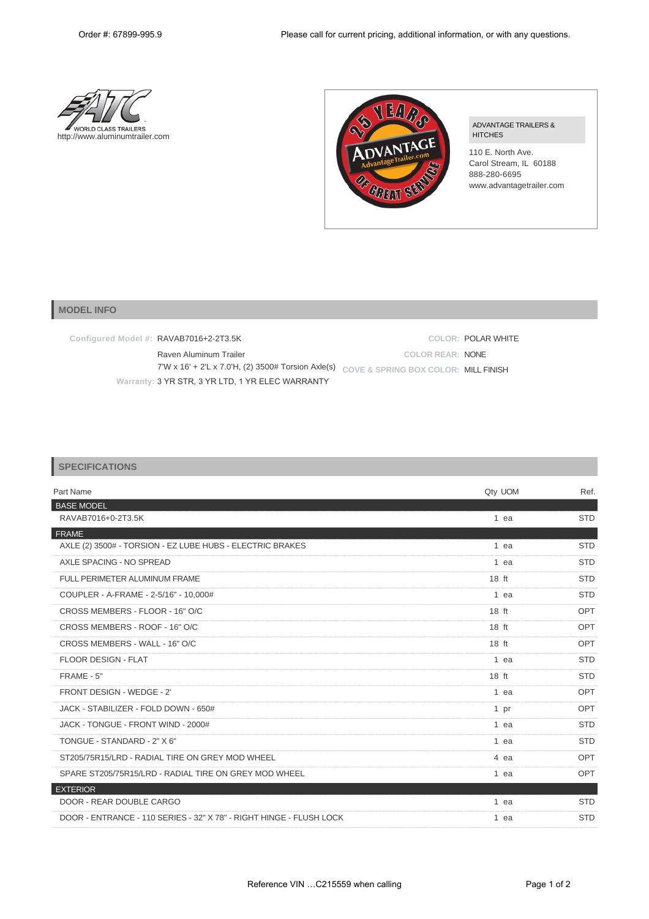Order #: 67899-995.9

Please call for current pricing, additional information, or with any questions.

WORLD CLASS TRAILERS
http://www.aluminumtrailer.com

ADVANTAGE TRAILERS & HITCHES
110 E. North Ave.
Carol Stream, IL 60188
888-280-6695
www.advantagetrailer.com

## MODEL INFO

**Configured Model #:** RAVAB7016+2-2T3.5K
Raven Aluminum Trailer
7'W x 16' + 2'L x 7.0'H, (2) 3500# Torsion Axle(s)
**Warranty:** 3 YR STR, 3 YR LTD, 1 YR ELEC WARRANTY

**COLOR:** POLAR WHITE
**COLOR REAR:** NONE
**COVE & SPRING BOX COLOR:** MILL FINISH

## SPECIFICATIONS

| Part Name | Qty | UOM | Ref. |
|---|---|---|---|
| **BASE MODEL** | | | |
| RAVAB7016+0-2T3.5K | 1 | ea | STD |
| **FRAME** | | | |
| AXLE (2) 3500# - TORSION - EZ LUBE HUBS - ELECTRIC BRAKES | 1 | ea | STD |
| AXLE SPACING - NO SPREAD | 1 | ea | STD |
| FULL PERIMETER ALUMINUM FRAME | 18 | ft | STD |
| COUPLER - A-FRAME - 2-5/16" - 10,000# | 1 | ea | STD |
| CROSS MEMBERS - FLOOR - 16" O/C | 18 | ft | OPT |
| CROSS MEMBERS - ROOF - 16" O/C | 18 | ft | OPT |
| CROSS MEMBERS - WALL - 16" O/C | 18 | ft | OPT |
| FLOOR DESIGN - FLAT | 1 | ea | STD |
| FRAME - 5" | 18 | ft | STD |
| FRONT DESIGN - WEDGE - 2' | 1 | ea | OPT |
| JACK - STABILIZER - FOLD DOWN - 650# | 1 | pr | OPT |
| JACK - TONGUE - FRONT WIND - 2000# | 1 | ea | STD |
| TONGUE - STANDARD - 2" X 6" | 1 | ea | STD |
| ST205/75R15/LRD - RADIAL TIRE ON GREY MOD WHEEL | 4 | ea | OPT |
| SPARE ST205/75R15/LRD - RADIAL TIRE ON GREY MOD WHEEL | 1 | ea | OPT |
| **EXTERIOR** | | | |
| DOOR - REAR DOUBLE CARGO | 1 | ea | STD |
| DOOR - ENTRANCE - 110 SERIES - 32" X 78" - RIGHT HINGE - FLUSH LOCK | 1 | ea | STD |

Reference VIN …C215559 when calling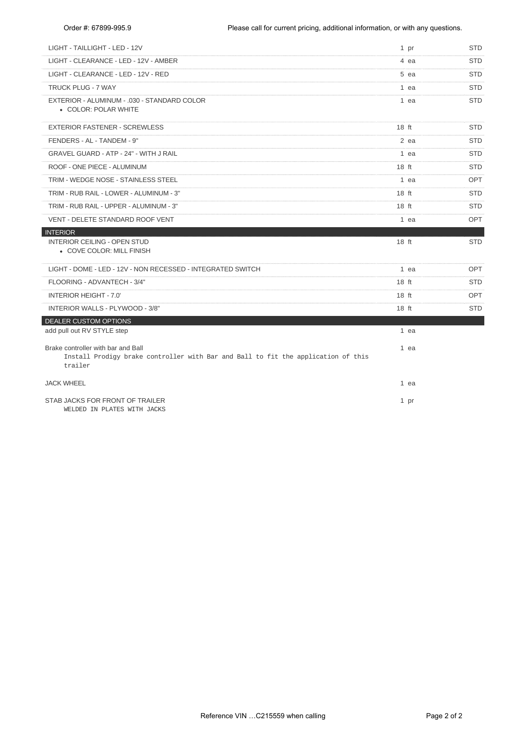| | | |
|---|---|---|
| LIGHT - TAILLIGHT - LED - 12V | 1 pr | STD |
| LIGHT - CLEARANCE - LED - 12V - AMBER | 4 ea | STD |
| LIGHT - CLEARANCE - LED - 12V - RED | 5 ea | STD |
| TRUCK PLUG - 7 WAY | 1 ea | STD |
| EXTERIOR - ALUMINUM - .030 - STANDARD COLOR<br>• COLOR: POLAR WHITE | 1 ea | STD |
| EXTERIOR FASTENER - SCREWLESS | 18 ft | STD |
| FENDERS - AL - TANDEM - 9" | 2 ea | STD |
| GRAVEL GUARD - ATP - 24" - WITH J RAIL | 1 ea | STD |
| ROOF - ONE PIECE - ALUMINUM | 18 ft | STD |
| TRIM - WEDGE NOSE - STAINLESS STEEL | 1 ea | OPT |
| TRIM - RUB RAIL - LOWER - ALUMINUM - 3" | 18 ft | STD |
| TRIM - RUB RAIL - UPPER - ALUMINUM - 3" | 18 ft | STD |
| VENT - DELETE STANDARD ROOF VENT | 1 ea | OPT |
| **INTERIOR** | | |
| INTERIOR CEILING - OPEN STUD<br>• COVE COLOR: MILL FINISH | 18 ft | STD |
| LIGHT - DOME - LED - 12V - NON RECESSED - INTEGRATED SWITCH | 1 ea | OPT |
| FLOORING - ADVANTECH - 3/4" | 18 ft | STD |
| INTERIOR HEIGHT - 7.0' | 18 ft | OPT |
| INTERIOR WALLS - PLYWOOD - 3/8" | 18 ft | STD |
| **DEALER CUSTOM OPTIONS** | | |
| add pull out RV STYLE step | 1 ea | |
| Brake controller with bar and Ball<br>Install Prodigy brake controller with Bar and Ball to fit the application of this trailer | 1 ea | |
| JACK WHEEL | 1 ea | |
| STAB JACKS FOR FRONT OF TRAILER<br>WELDED IN PLATES WITH JACKS | 1 pr | |